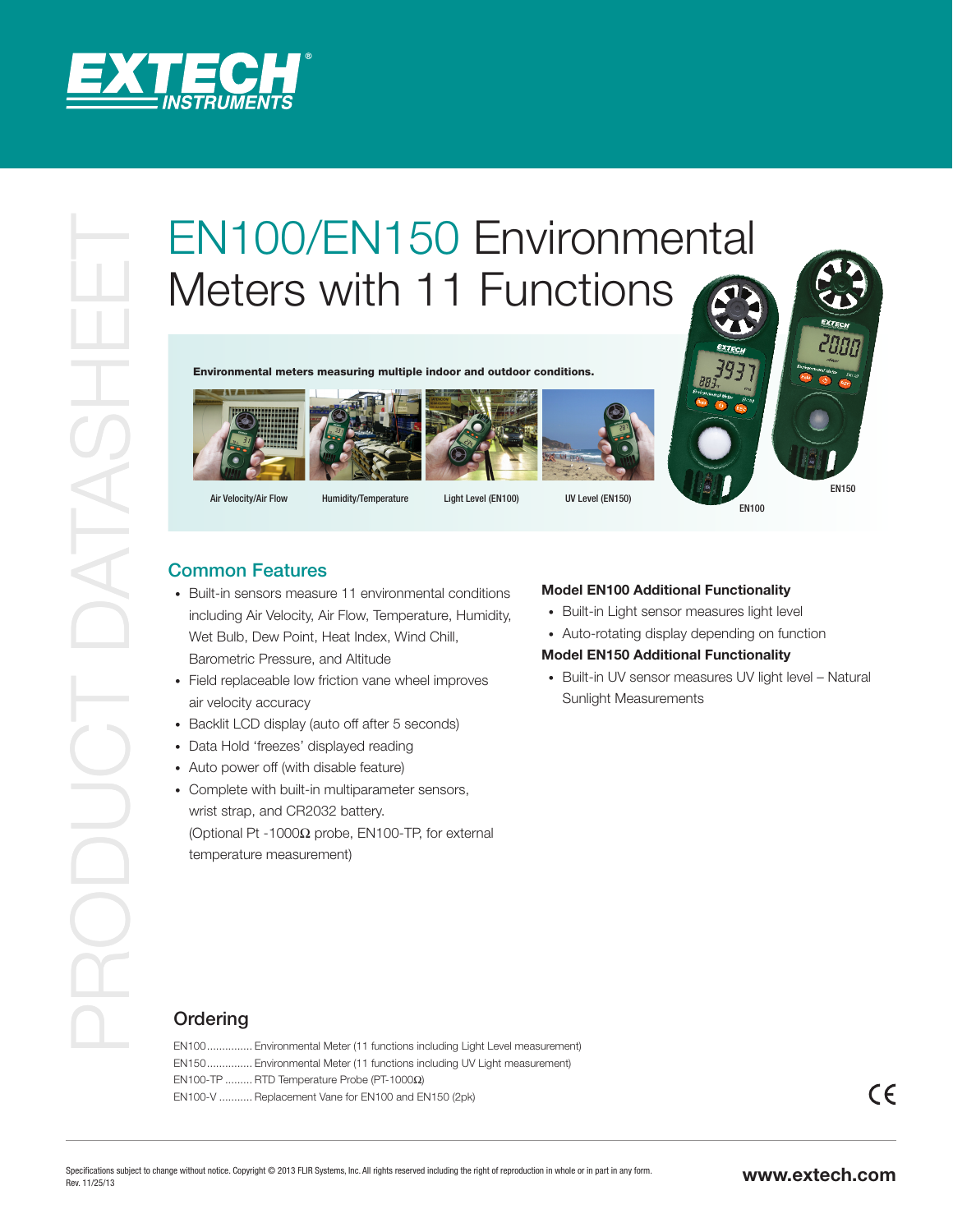# EN100/EN150 Environmental Meters with 11 Functions

**Environmental meters measuring multiple indoor and outdoor conditions.**

Air Velocity/Air Flow | Humidity/Temperature | Light Level (EN100) | UV Level (EN150)

EN100 | EN150

## Common Features

- Built-in sensors measure 11 environmental conditions including Air Velocity, Air Flow, Temperature, Humidity, Wet Bulb, Dew Point, Heat Index, Wind Chill, Barometric Pressure, and Altitude
- Field replaceable low friction vane wheel improves air velocity accuracy
- Backlit LCD display (auto off after 5 seconds)
- Data Hold 'freezes' displayed reading
- Auto power off (with disable feature)
- Complete with built-in multiparameter sensors, wrist strap, and CR2032 battery. (Optional Pt -1000Ω probe, EN100-TP, for external temperature measurement)

**Model EN100 Additional Functionality**

- Built-in Light sensor measures light level
- Auto-rotating display depending on function

**Model EN150 Additional Functionality**

- Built-in UV sensor measures UV light level – Natural Sunlight Measurements

## Ordering

EN100............... Environmental Meter (11 functions including Light Level measurement)
EN150............... Environmental Meter (11 functions including UV Light measurement)
EN100-TP ......... RTD Temperature Probe (PT-1000Ω)
EN100-V ........... Replacement Vane for EN100 and EN150 (2pk)

Specifications subject to change without notice. Copyright © 2013 FLIR Systems, Inc. All rights reserved including the right of reproduction in whole or in part in any form.
Rev. 11/25/13

www.extech.com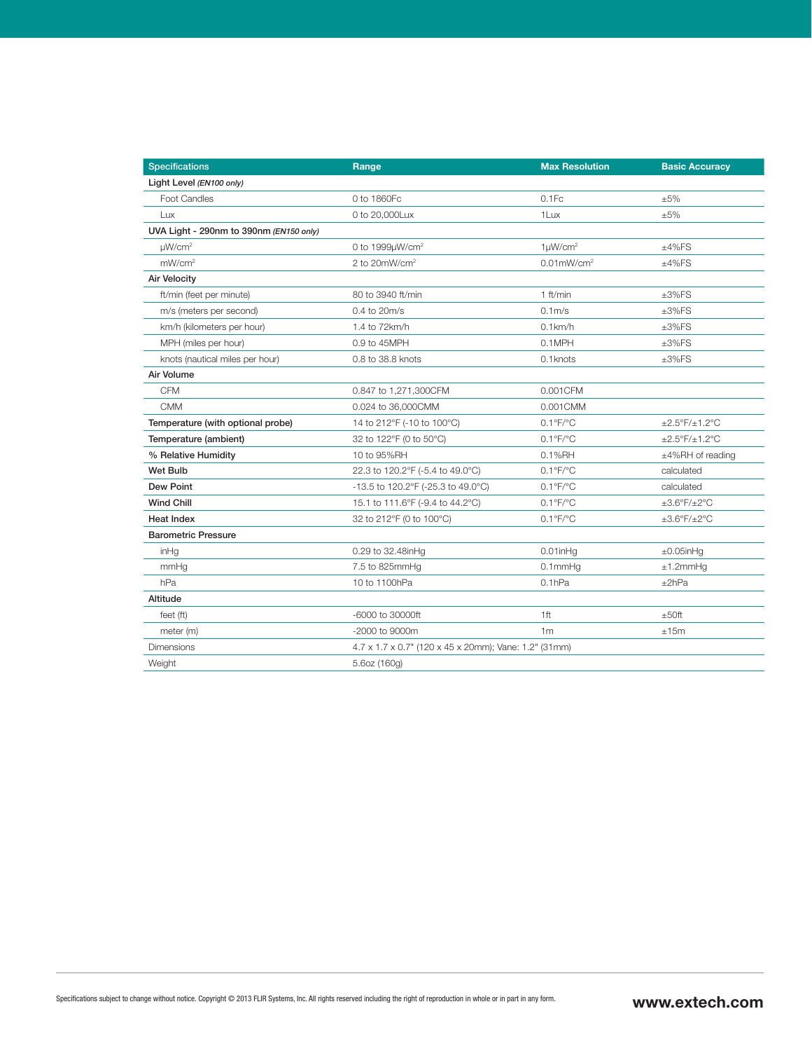| Specifications | Range | Max Resolution | Basic Accuracy |
|---|---|---|---|
| **Light Level** ***(EN100 only)*** | | | |
| Foot Candles | 0 to 1860Fc | 0.1Fc | ±5% |
| Lux | 0 to 20,000Lux | 1Lux | ±5% |
| **UVA Light - 290nm to 390nm** ***(EN150 only)*** | | | |
| μW/cm² | 0 to 1999μW/cm² | 1μW/cm² | ±4%FS |
| mW/cm² | 2 to 20mW/cm² | 0.01mW/cm² | ±4%FS |
| **Air Velocity** | | | |
| ft/min (feet per minute) | 80 to 3940 ft/min | 1 ft/min | ±3%FS |
| m/s (meters per second) | 0.4 to 20m/s | 0.1m/s | ±3%FS |
| km/h (kilometers per hour) | 1.4 to 72km/h | 0.1km/h | ±3%FS |
| MPH (miles per hour) | 0.9 to 45MPH | 0.1MPH | ±3%FS |
| knots (nautical miles per hour) | 0.8 to 38.8 knots | 0.1knots | ±3%FS |
| **Air Volume** | | | |
| CFM | 0.847 to 1,271,300CFM | 0.001CFM | |
| CMM | 0.024 to 36,000CMM | 0.001CMM | |
| **Temperature (with optional probe)** | 14 to 212°F (-10 to 100°C) | 0.1°F/°C | ±2.5°F/±1.2°C |
| **Temperature (ambient)** | 32 to 122°F (0 to 50°C) | 0.1°F/°C | ±2.5°F/±1.2°C |
| **% Relative Humidity** | 10 to 95%RH | 0.1%RH | ±4%RH of reading |
| **Wet Bulb** | 22.3 to 120.2°F (-5.4 to 49.0°C) | 0.1°F/°C | calculated |
| **Dew Point** | -13.5 to 120.2°F (-25.3 to 49.0°C) | 0.1°F/°C | calculated |
| **Wind Chill** | 15.1 to 111.6°F (-9.4 to 44.2°C) | 0.1°F/°C | ±3.6°F/±2°C |
| **Heat Index** | 32 to 212°F (0 to 100°C) | 0.1°F/°C | ±3.6°F/±2°C |
| **Barometric Pressure** | | | |
| inHg | 0.29 to 32.48inHg | 0.01inHg | ±0.05inHg |
| mmHg | 7.5 to 825mmHg | 0.1mmHg | ±1.2mmHg |
| hPa | 10 to 1100hPa | 0.1hPa | ±2hPa |
| **Altitude** | | | |
| feet (ft) | -6000 to 30000ft | 1ft | ±50ft |
| meter (m) | -2000 to 9000m | 1m | ±15m |
| Dimensions | 4.7 x 1.7 x 0.7" (120 x 45 x 20mm); Vane: 1.2" (31mm) | | |
| Weight | 5.6oz (160g) | | |

Specifications subject to change without notice. Copyright © 2013 FLIR Systems, Inc. All rights reserved including the right of reproduction in whole or in part in any form.

**www.extech.com**